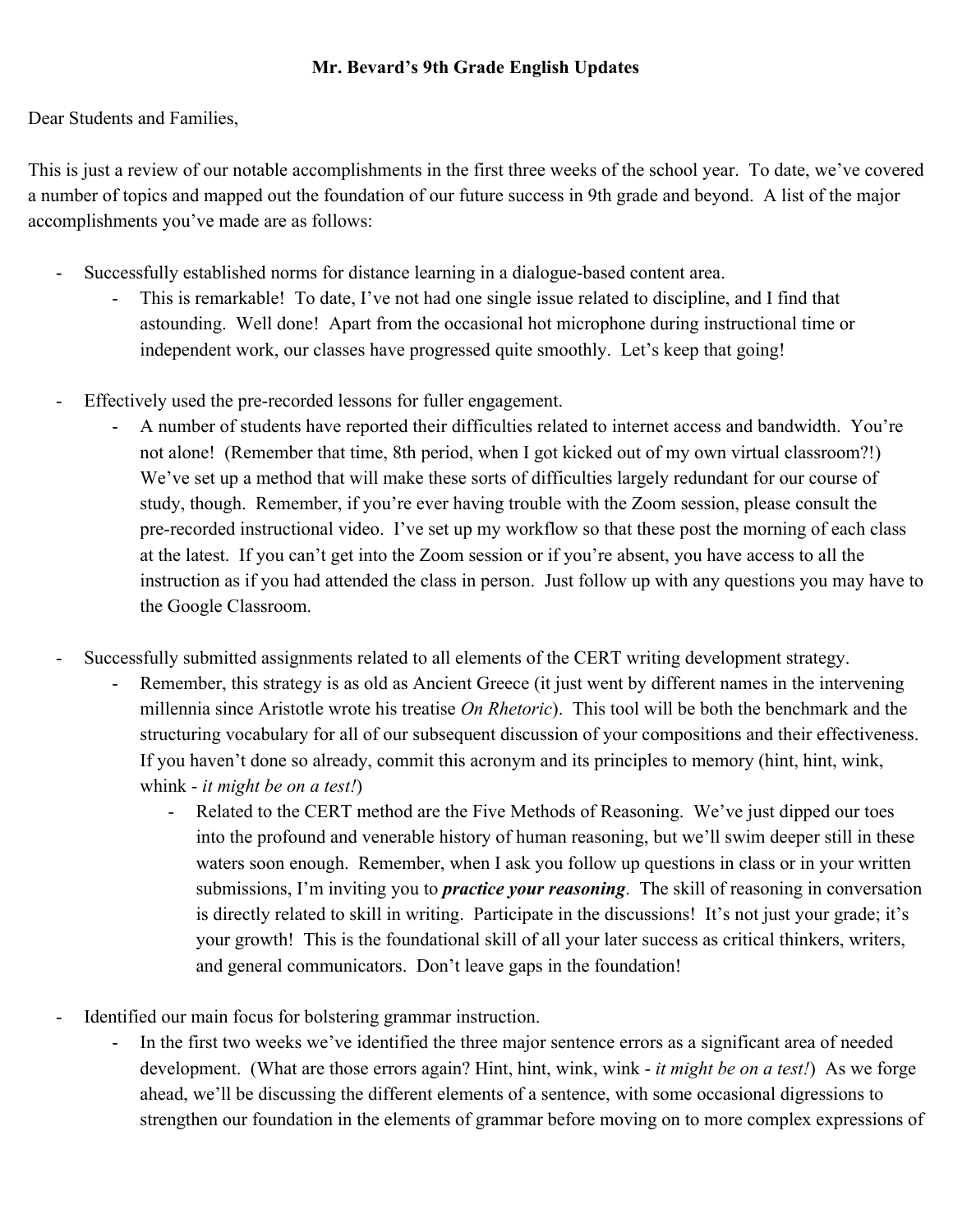**Mr. Bevard's 9th Grade English Updates**

Dear Students and Families,

This is just a review of our notable accomplishments in the first three weeks of the school year. To date, we've covered a number of topics and mapped out the foundation of our future success in 9th grade and beyond. A list of the major accomplishments you've made are as follows:

- Successfully established norms for distance learning in a dialogue-based content area.
    - This is remarkable! To date, I've not had one single issue related to discipline, and I find that astounding. Well done! Apart from the occasional hot microphone during instructional time or independent work, our classes have progressed quite smoothly. Let's keep that going!

- Effectively used the pre-recorded lessons for fuller engagement.
    - A number of students have reported their difficulties related to internet access and bandwidth. You're not alone! (Remember that time, 8th period, when I got kicked out of my own virtual classroom?!) We've set up a method that will make these sorts of difficulties largely redundant for our course of study, though. Remember, if you're ever having trouble with the Zoom session, please consult the pre-recorded instructional video. I've set up my workflow so that these post the morning of each class at the latest. If you can't get into the Zoom session or if you're absent, you have access to all the instruction as if you had attended the class in person. Just follow up with any questions you may have to the Google Classroom.

- Successfully submitted assignments related to all elements of the CERT writing development strategy.
    - Remember, this strategy is as old as Ancient Greece (it just went by different names in the intervening millennia since Aristotle wrote his treatise *On Rhetoric*). This tool will be both the benchmark and the structuring vocabulary for all of our subsequent discussion of your compositions and their effectiveness. If you haven't done so already, commit this acronym and its principles to memory (hint, hint, wink, whink - *it might be on a test!*)
        - Related to the CERT method are the Five Methods of Reasoning. We've just dipped our toes into the profound and venerable history of human reasoning, but we'll swim deeper still in these waters soon enough. Remember, when I ask you follow up questions in class or in your written submissions, I'm inviting you to ***practice your reasoning***. The skill of reasoning in conversation is directly related to skill in writing. Participate in the discussions! It's not just your grade; it's your growth! This is the foundational skill of all your later success as critical thinkers, writers, and general communicators. Don't leave gaps in the foundation!

- Identified our main focus for bolstering grammar instruction.
    - In the first two weeks we've identified the three major sentence errors as a significant area of needed development. (What are those errors again? Hint, hint, wink, wink - *it might be on a test!*) As we forge ahead, we'll be discussing the different elements of a sentence, with some occasional digressions to strengthen our foundation in the elements of grammar before moving on to more complex expressions of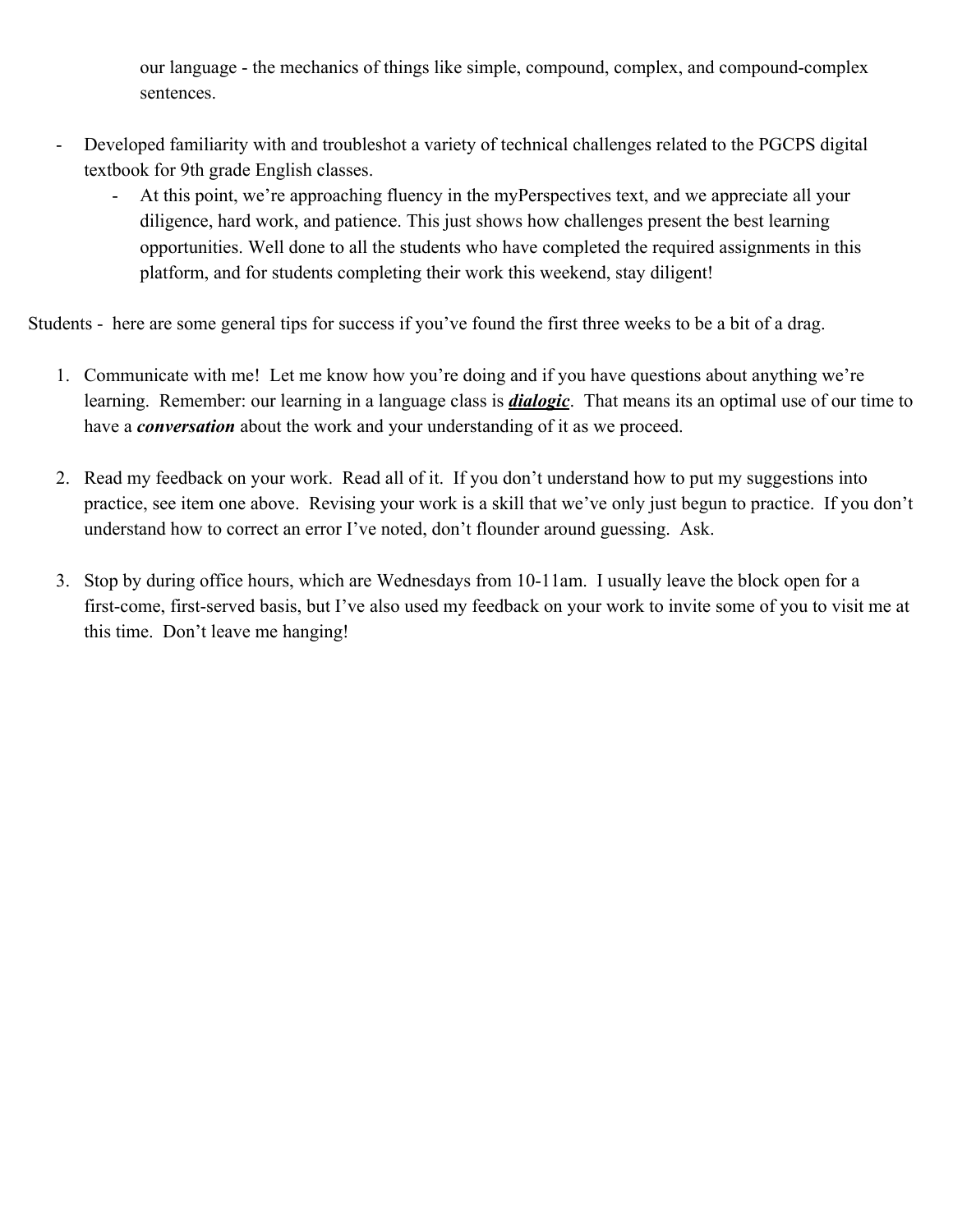our language - the mechanics of things like simple, compound, complex, and compound-complex sentences.

- Developed familiarity with and troubleshot a variety of technical challenges related to the PGCPS digital textbook for 9th grade English classes.
    - At this point, we're approaching fluency in the myPerspectives text, and we appreciate all your diligence, hard work, and patience. This just shows how challenges present the best learning opportunities. Well done to all the students who have completed the required assignments in this platform, and for students completing their work this weekend, stay diligent!

Students - here are some general tips for success if you've found the first three weeks to be a bit of a drag.

1. Communicate with me! Let me know how you're doing and if you have questions about anything we're learning. Remember: our learning in a language class is <u>***dialogic***</u>. That means its an optimal use of our time to have a ***conversation*** about the work and your understanding of it as we proceed.

2. Read my feedback on your work. Read all of it. If you don't understand how to put my suggestions into practice, see item one above. Revising your work is a skill that we've only just begun to practice. If you don't understand how to correct an error I've noted, don't flounder around guessing. Ask.

3. Stop by during office hours, which are Wednesdays from 10-11am. I usually leave the block open for a first-come, first-served basis, but I've also used my feedback on your work to invite some of you to visit me at this time. Don't leave me hanging!